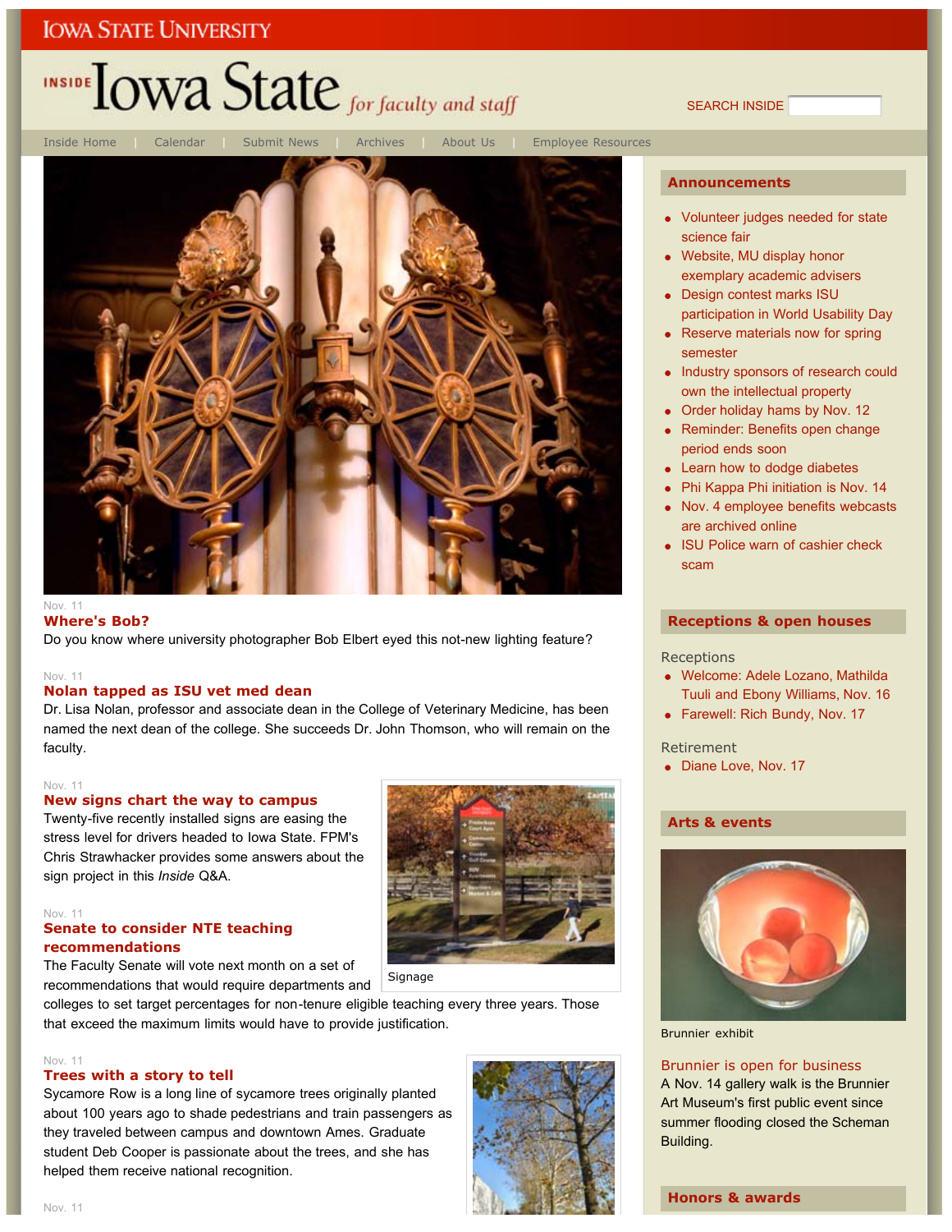IOWA STATE UNIVERSITY

# INSIDE Iowa State *for faculty and staff*

SEARCH INSIDE

Inside Home | Calendar | Submit News | Archives | About Us | Employee Resources

Nov. 11

### Where's Bob?

Do you know where university photographer Bob Elbert eyed this not-new lighting feature?

Nov. 11

### Nolan tapped as ISU vet med dean

Dr. Lisa Nolan, professor and associate dean in the College of Veterinary Medicine, has been named the next dean of the college. She succeeds Dr. John Thomson, who will remain on the faculty.

Nov. 11

### New signs chart the way to campus

Twenty-five recently installed signs are easing the stress level for drivers headed to Iowa State. FPM's Chris Strawhacker provides some answers about the sign project in this *Inside* Q&A.

Signage

Nov. 11

### Senate to consider NTE teaching recommendations

The Faculty Senate will vote next month on a set of recommendations that would require departments and colleges to set target percentages for non-tenure eligible teaching every three years. Those that exceed the maximum limits would have to provide justification.

Nov. 11

### Trees with a story to tell

Sycamore Row is a long line of sycamore trees originally planted about 100 years ago to shade pedestrians and train passengers as they traveled between campus and downtown Ames. Graduate student Deb Cooper is passionate about the trees, and she has helped them receive national recognition.

Nov. 11

## Announcements

- Volunteer judges needed for state science fair
- Website, MU display honor exemplary academic advisers
- Design contest marks ISU participation in World Usability Day
- Reserve materials now for spring semester
- Industry sponsors of research could own the intellectual property
- Order holiday hams by Nov. 12
- Reminder: Benefits open change period ends soon
- Learn how to dodge diabetes
- Phi Kappa Phi initiation is Nov. 14
- Nov. 4 employee benefits webcasts are archived online
- ISU Police warn of cashier check scam

## Receptions & open houses

Receptions

- Welcome: Adele Lozano, Mathilda Tuuli and Ebony Williams, Nov. 16
- Farewell: Rich Bundy, Nov. 17

Retirement

- Diane Love, Nov. 17

## Arts & events

Brunnier exhibit

### Brunnier is open for business

A Nov. 14 gallery walk is the Brunnier Art Museum's first public event since summer flooding closed the Scheman Building.

## Honors & awards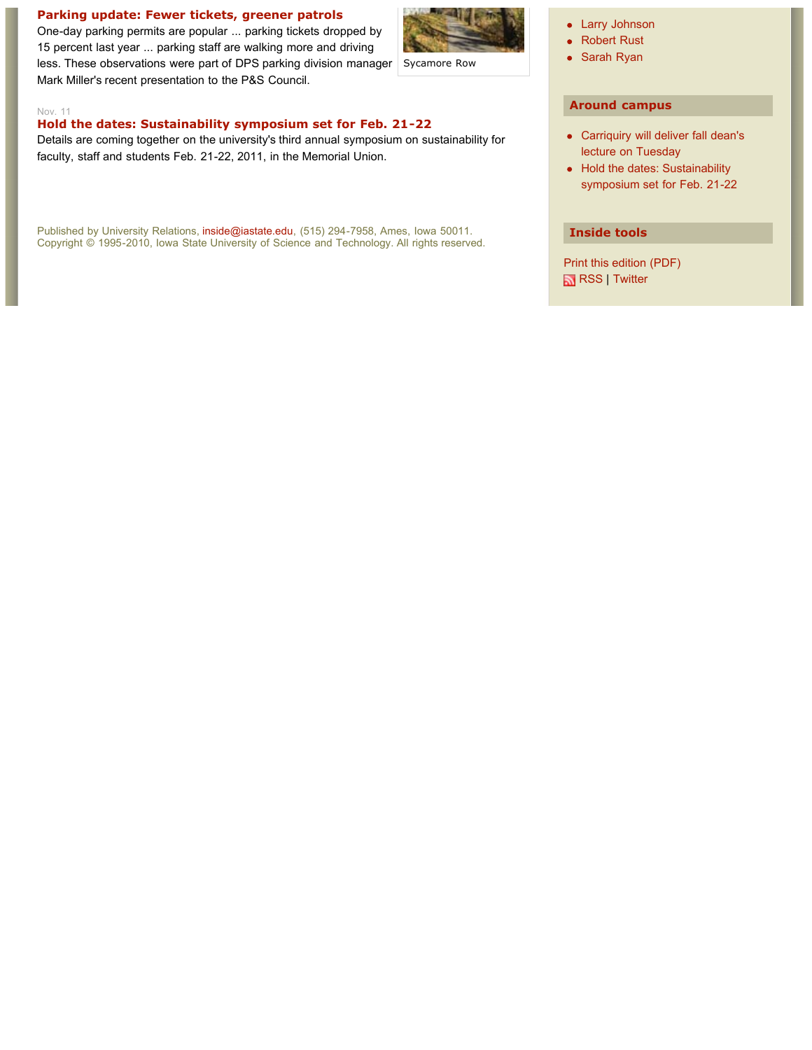**Parking update: Fewer tickets, greener patrols**

One-day parking permits are popular ... parking tickets dropped by 15 percent last year ... parking staff are walking more and driving less. These observations were part of DPS parking division manager Mark Miller's recent presentation to the P&S Council.

Sycamore Row

Nov. 11

**Hold the dates: Sustainability symposium set for Feb. 21-22**

Details are coming together on the university's third annual symposium on sustainability for faculty, staff and students Feb. 21-22, 2011, in the Memorial Union.

Published by University Relations, inside@iastate.edu, (515) 294-7958, Ames, Iowa 50011.
Copyright © 1995-2010, Iowa State University of Science and Technology. All rights reserved.

- Larry Johnson
- Robert Rust
- Sarah Ryan

## Around campus

- Carriquiry will deliver fall dean's lecture on Tuesday
- Hold the dates: Sustainability symposium set for Feb. 21-22

## Inside tools

Print this edition (PDF)
RSS | Twitter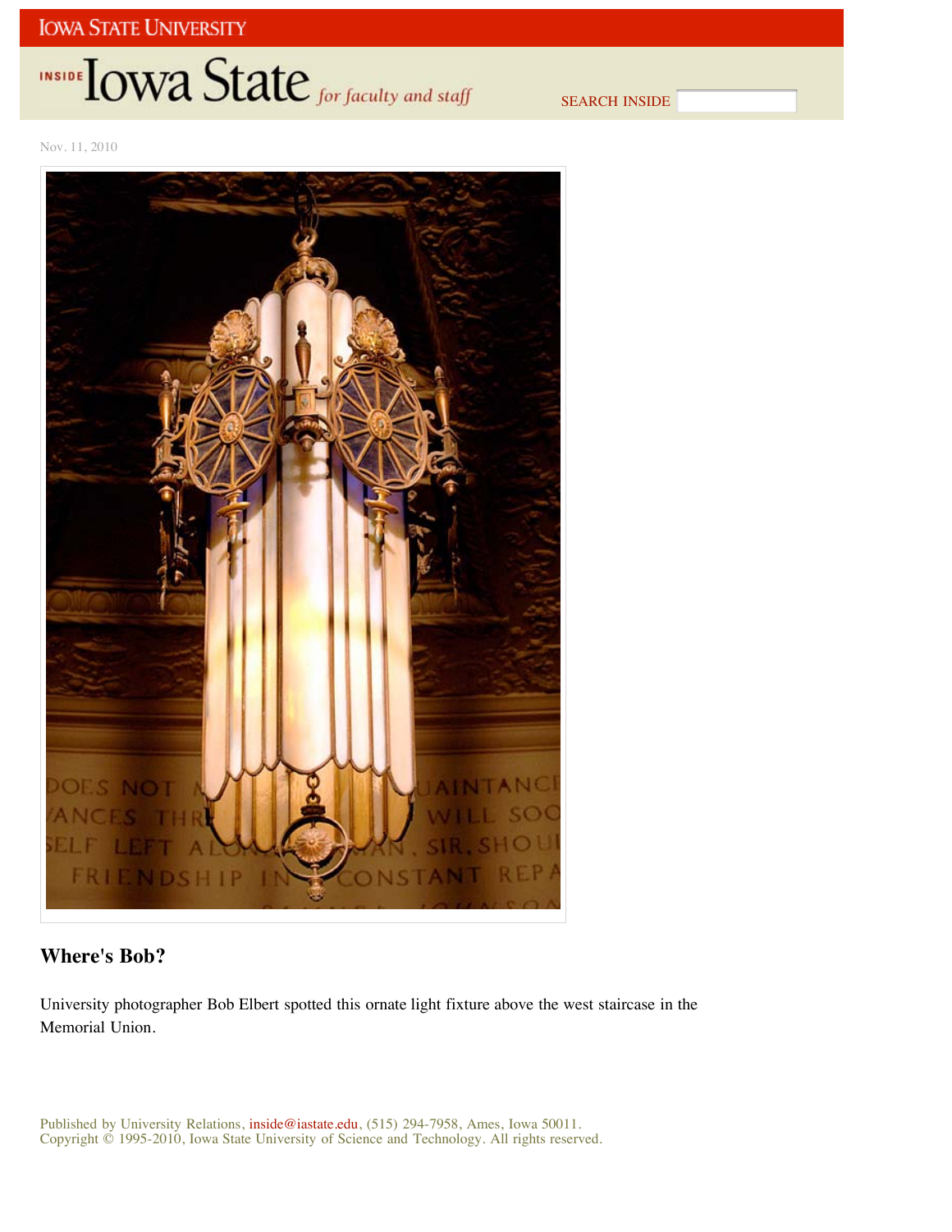Nov. 11, 2010

## Where's Bob?

University photographer Bob Elbert spotted this ornate light fixture above the west staircase in the Memorial Union.

Published by University Relations, inside@iastate.edu, (515) 294-7958, Ames, Iowa 50011.
Copyright © 1995-2010, Iowa State University of Science and Technology. All rights reserved.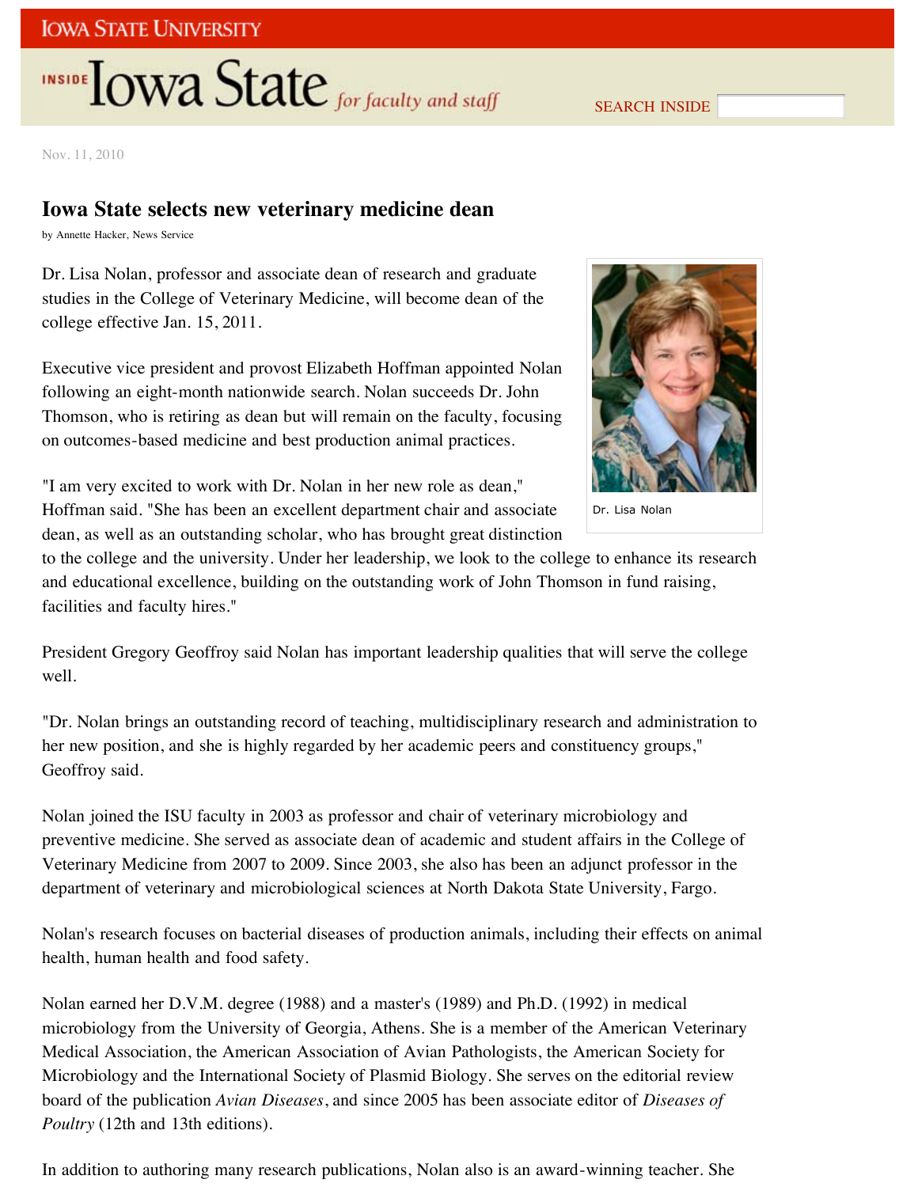Nov. 11, 2010

# Iowa State selects new veterinary medicine dean

by Annette Hacker, News Service

Dr. Lisa Nolan, professor and associate dean of research and graduate studies in the College of Veterinary Medicine, will become dean of the college effective Jan. 15, 2011.

Executive vice president and provost Elizabeth Hoffman appointed Nolan following an eight-month nationwide search. Nolan succeeds Dr. John Thomson, who is retiring as dean but will remain on the faculty, focusing on outcomes-based medicine and best production animal practices.

Dr. Lisa Nolan

"I am very excited to work with Dr. Nolan in her new role as dean," Hoffman said. "She has been an excellent department chair and associate dean, as well as an outstanding scholar, who has brought great distinction to the college and the university. Under her leadership, we look to the college to enhance its research and educational excellence, building on the outstanding work of John Thomson in fund raising, facilities and faculty hires."

President Gregory Geoffroy said Nolan has important leadership qualities that will serve the college well.

"Dr. Nolan brings an outstanding record of teaching, multidisciplinary research and administration to her new position, and she is highly regarded by her academic peers and constituency groups," Geoffroy said.

Nolan joined the ISU faculty in 2003 as professor and chair of veterinary microbiology and preventive medicine. She served as associate dean of academic and student affairs in the College of Veterinary Medicine from 2007 to 2009. Since 2003, she also has been an adjunct professor in the department of veterinary and microbiological sciences at North Dakota State University, Fargo.

Nolan's research focuses on bacterial diseases of production animals, including their effects on animal health, human health and food safety.

Nolan earned her D.V.M. degree (1988) and a master's (1989) and Ph.D. (1992) in medical microbiology from the University of Georgia, Athens. She is a member of the American Veterinary Medical Association, the American Association of Avian Pathologists, the American Society for Microbiology and the International Society of Plasmid Biology. She serves on the editorial review board of the publication *Avian Diseases*, and since 2005 has been associate editor of *Diseases of Poultry* (12th and 13th editions).

In addition to authoring many research publications, Nolan also is an award-winning teacher. She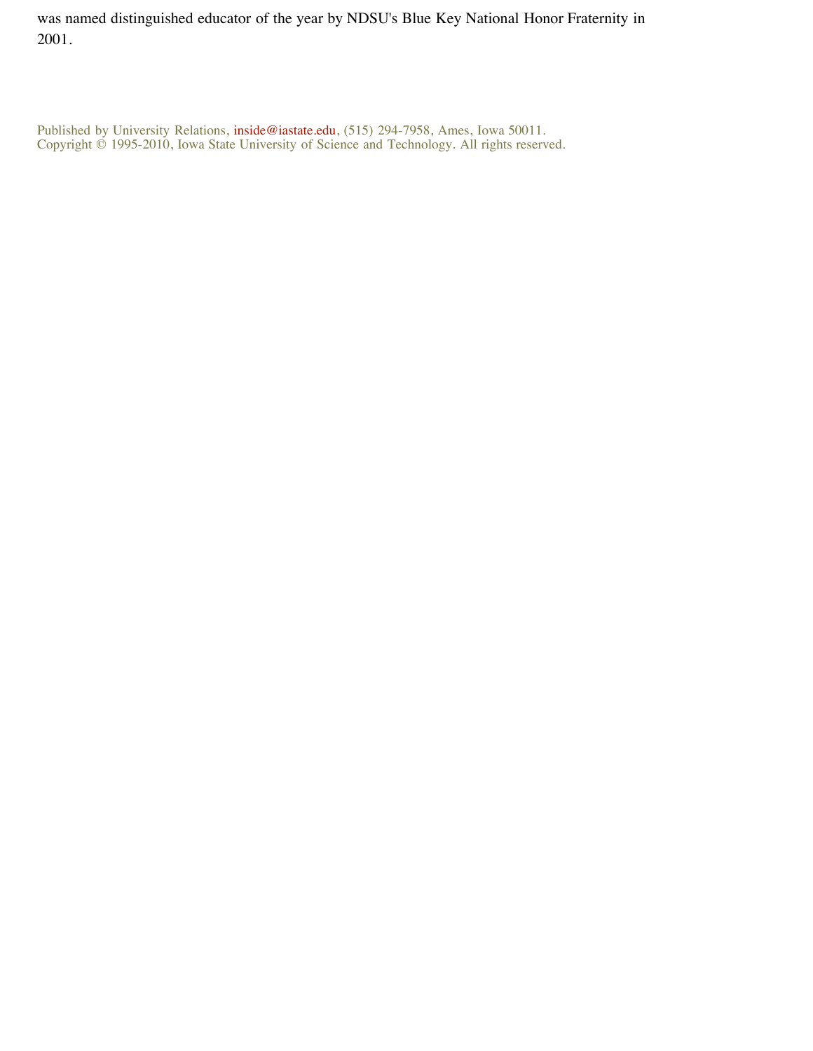was named distinguished educator of the year by NDSU's Blue Key National Honor Fraternity in 2001.

Published by University Relations, inside@iastate.edu, (515) 294-7958, Ames, Iowa 50011.
Copyright © 1995-2010, Iowa State University of Science and Technology. All rights reserved.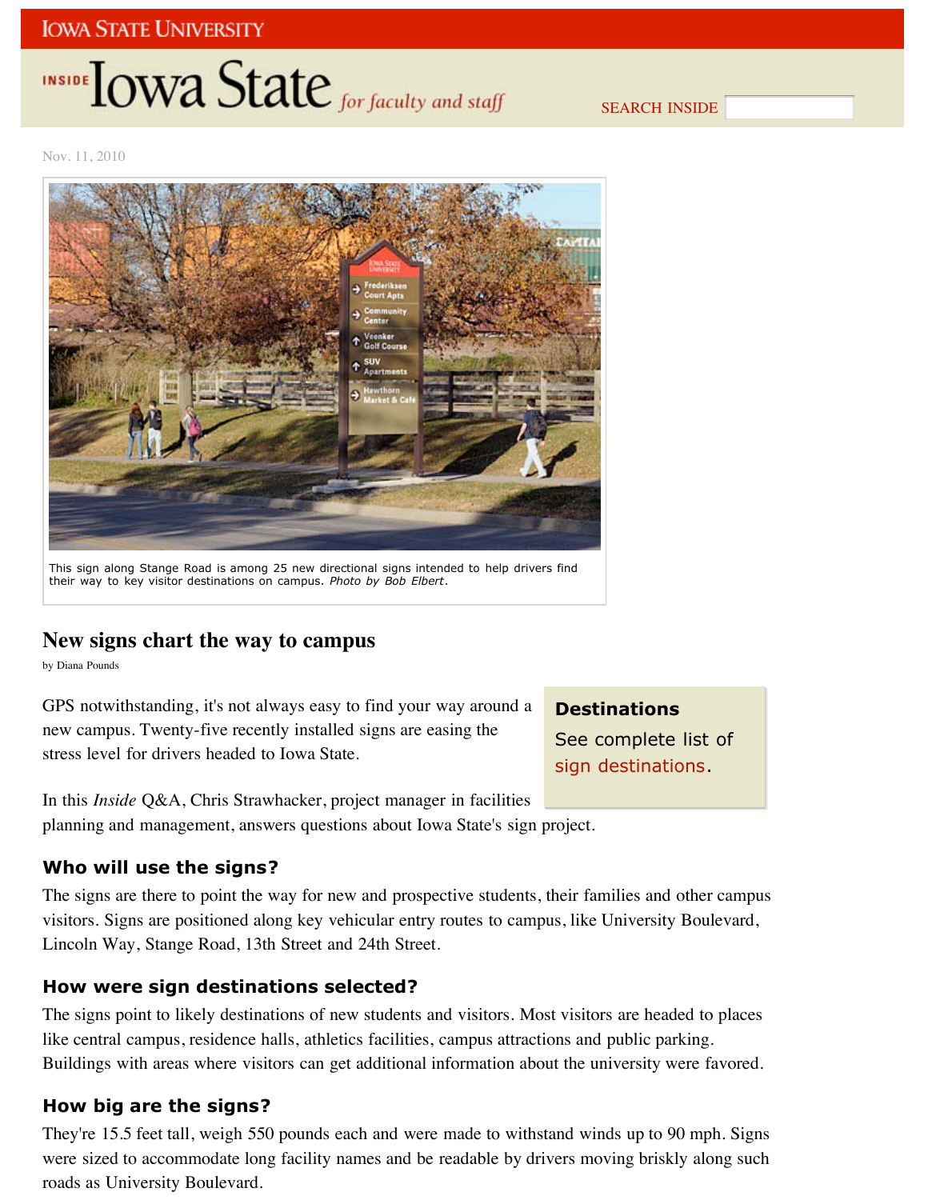Nov. 11, 2010

This sign along Stange Road is among 25 new directional signs intended to help drivers find their way to key visitor destinations on campus. *Photo by Bob Elbert*.

## New signs chart the way to campus

by Diana Pounds

GPS notwithstanding, it's not always easy to find your way around a new campus. Twenty-five recently installed signs are easing the stress level for drivers headed to Iowa State.

**Destinations**

See complete list of sign destinations.

In this *Inside* Q&A, Chris Strawhacker, project manager in facilities planning and management, answers questions about Iowa State's sign project.

### Who will use the signs?

The signs are there to point the way for new and prospective students, their families and other campus visitors. Signs are positioned along key vehicular entry routes to campus, like University Boulevard, Lincoln Way, Stange Road, 13th Street and 24th Street.

### How were sign destinations selected?

The signs point to likely destinations of new students and visitors. Most visitors are headed to places like central campus, residence halls, athletics facilities, campus attractions and public parking. Buildings with areas where visitors can get additional information about the university were favored.

### How big are the signs?

They're 15.5 feet tall, weigh 550 pounds each and were made to withstand winds up to 90 mph. Signs were sized to accommodate long facility names and be readable by drivers moving briskly along such roads as University Boulevard.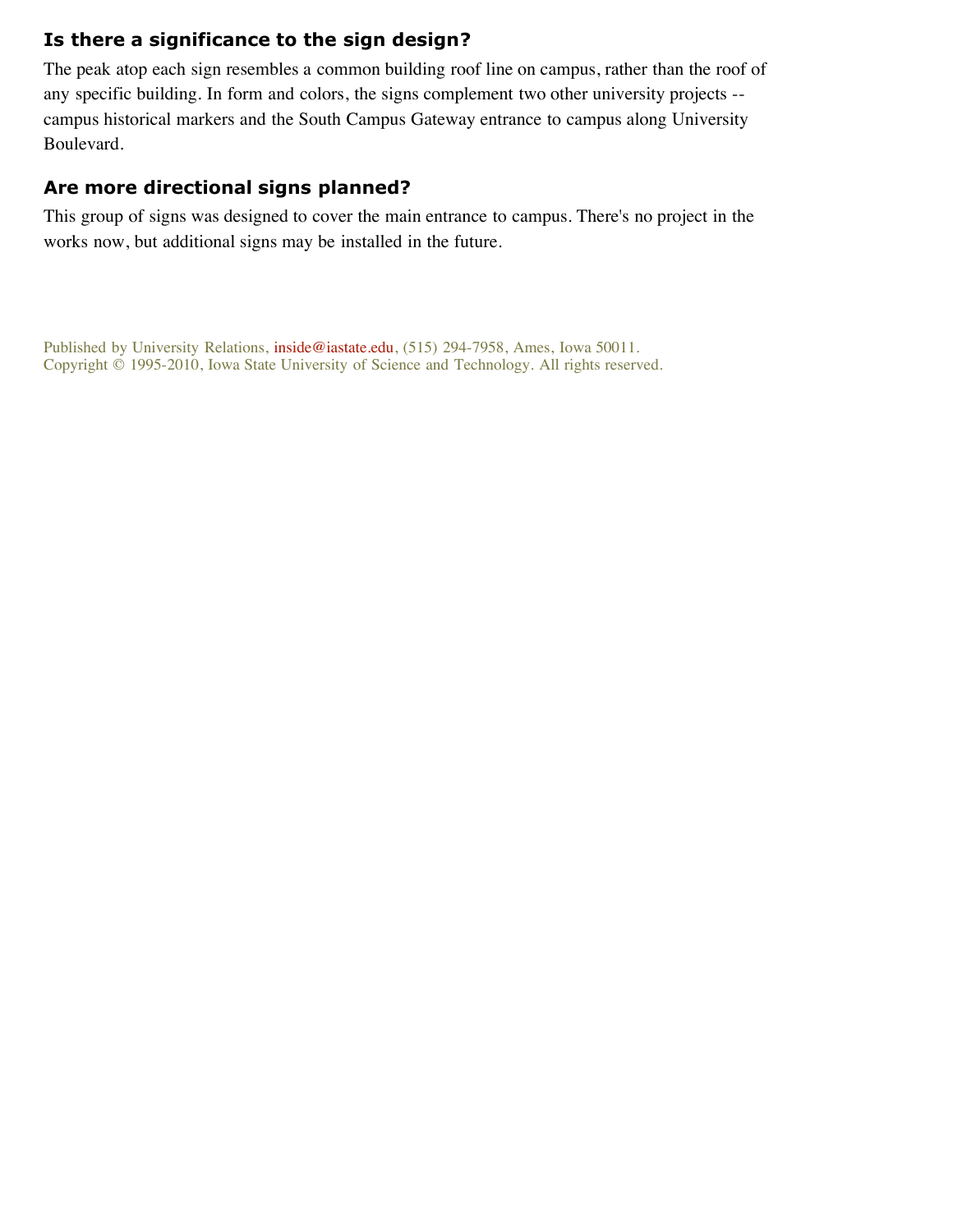### Is there a significance to the sign design?

The peak atop each sign resembles a common building roof line on campus, rather than the roof of any specific building. In form and colors, the signs complement two other university projects -- campus historical markers and the South Campus Gateway entrance to campus along University Boulevard.

### Are more directional signs planned?

This group of signs was designed to cover the main entrance to campus. There's no project in the works now, but additional signs may be installed in the future.

Published by University Relations, inside@iastate.edu, (515) 294-7958, Ames, Iowa 50011.
Copyright © 1995-2010, Iowa State University of Science and Technology. All rights reserved.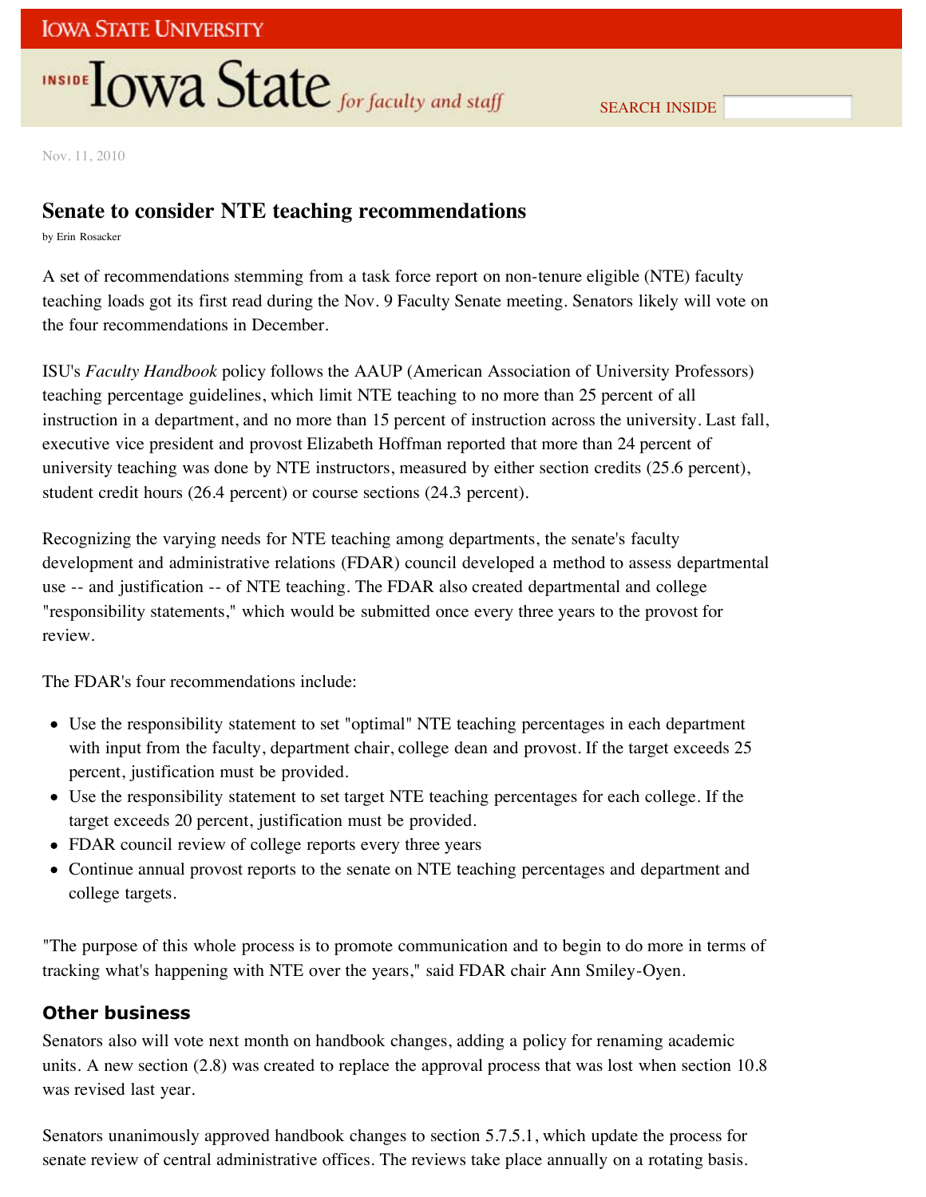Nov. 11, 2010

## Senate to consider NTE teaching recommendations

by Erin Rosacker

A set of recommendations stemming from a task force report on non-tenure eligible (NTE) faculty teaching loads got its first read during the Nov. 9 Faculty Senate meeting. Senators likely will vote on the four recommendations in December.

ISU's *Faculty Handbook* policy follows the AAUP (American Association of University Professors) teaching percentage guidelines, which limit NTE teaching to no more than 25 percent of all instruction in a department, and no more than 15 percent of instruction across the university. Last fall, executive vice president and provost Elizabeth Hoffman reported that more than 24 percent of university teaching was done by NTE instructors, measured by either section credits (25.6 percent), student credit hours (26.4 percent) or course sections (24.3 percent).

Recognizing the varying needs for NTE teaching among departments, the senate's faculty development and administrative relations (FDAR) council developed a method to assess departmental use -- and justification -- of NTE teaching. The FDAR also created departmental and college "responsibility statements," which would be submitted once every three years to the provost for review.

The FDAR's four recommendations include:

- Use the responsibility statement to set "optimal" NTE teaching percentages in each department with input from the faculty, department chair, college dean and provost. If the target exceeds 25 percent, justification must be provided.
- Use the responsibility statement to set target NTE teaching percentages for each college. If the target exceeds 20 percent, justification must be provided.
- FDAR council review of college reports every three years
- Continue annual provost reports to the senate on NTE teaching percentages and department and college targets.

"The purpose of this whole process is to promote communication and to begin to do more in terms of tracking what's happening with NTE over the years," said FDAR chair Ann Smiley-Oyen.

### Other business

Senators also will vote next month on handbook changes, adding a policy for renaming academic units. A new section (2.8) was created to replace the approval process that was lost when section 10.8 was revised last year.

Senators unanimously approved handbook changes to section 5.7.5.1, which update the process for senate review of central administrative offices. The reviews take place annually on a rotating basis.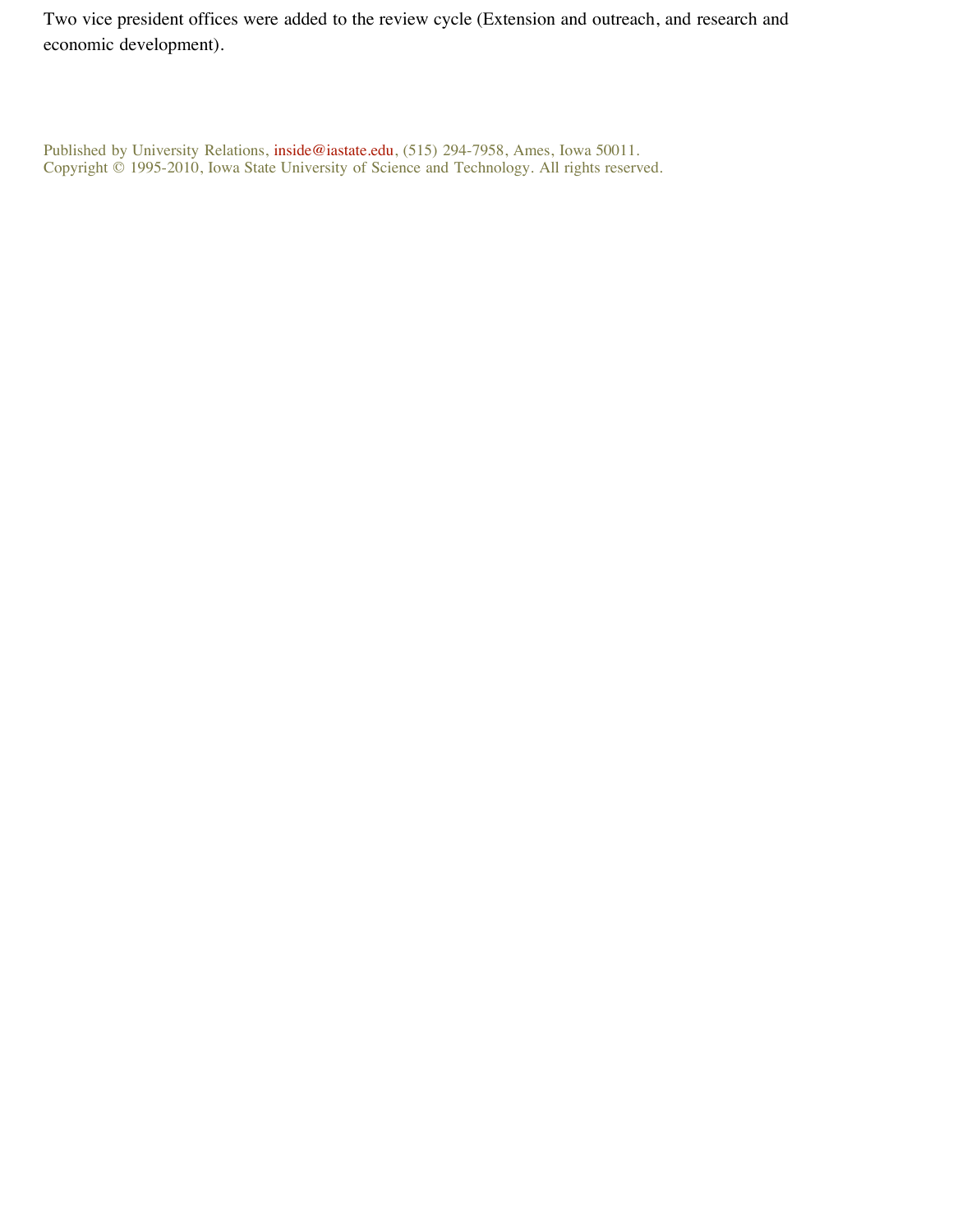Two vice president offices were added to the review cycle (Extension and outreach, and research and economic development).

Published by University Relations, inside@iastate.edu, (515) 294-7958, Ames, Iowa 50011.
Copyright © 1995-2010, Iowa State University of Science and Technology. All rights reserved.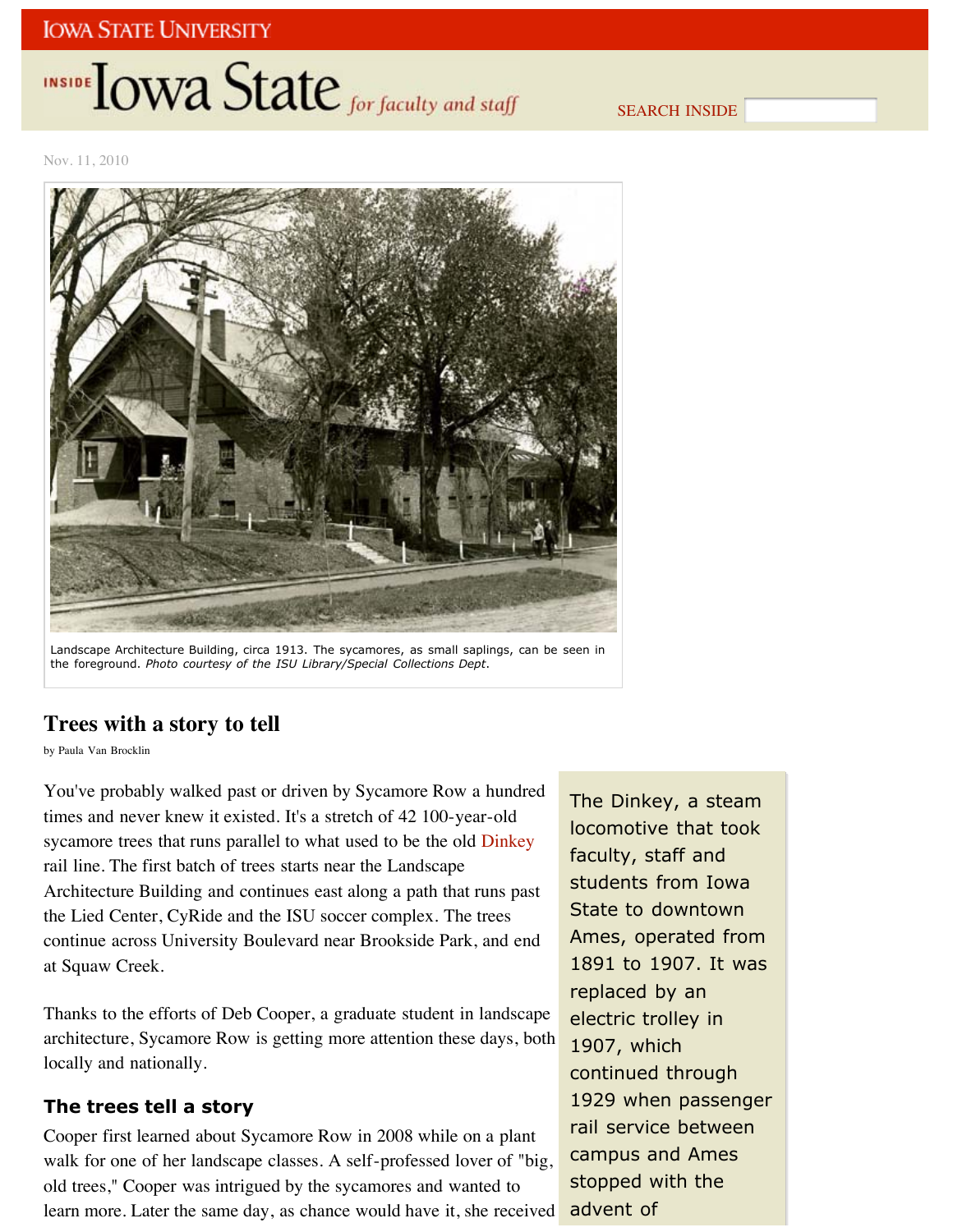Nov. 11, 2010

Landscape Architecture Building, circa 1913. The sycamores, as small saplings, can be seen in the foreground. *Photo courtesy of the ISU Library/Special Collections Dept.*

## Trees with a story to tell

by Paula Van Brocklin

You've probably walked past or driven by Sycamore Row a hundred times and never knew it existed. It's a stretch of 42 100-year-old sycamore trees that runs parallel to what used to be the old Dinkey rail line. The first batch of trees starts near the Landscape Architecture Building and continues east along a path that runs past the Lied Center, CyRide and the ISU soccer complex. The trees continue across University Boulevard near Brookside Park, and end at Squaw Creek.

Thanks to the efforts of Deb Cooper, a graduate student in landscape architecture, Sycamore Row is getting more attention these days, both locally and nationally.

### The trees tell a story

Cooper first learned about Sycamore Row in 2008 while on a plant walk for one of her landscape classes. A self-professed lover of "big, old trees," Cooper was intrigued by the sycamores and wanted to learn more. Later the same day, as chance would have it, she received

The Dinkey, a steam locomotive that took faculty, staff and students from Iowa State to downtown Ames, operated from 1891 to 1907. It was replaced by an electric trolley in 1907, which continued through 1929 when passenger rail service between campus and Ames stopped with the advent of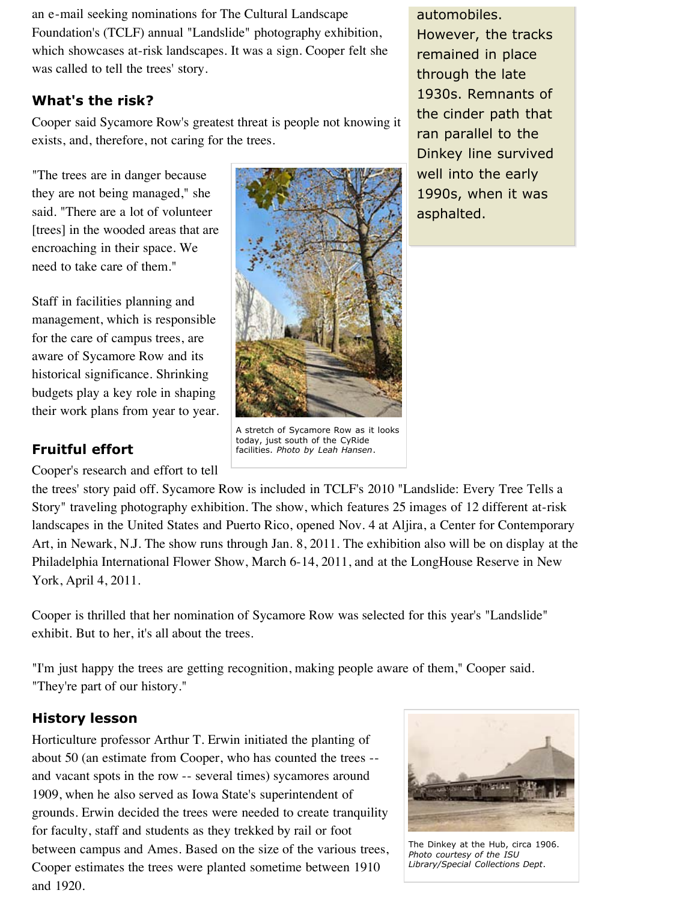an e-mail seeking nominations for The Cultural Landscape Foundation's (TCLF) annual "Landslide" photography exhibition, which showcases at-risk landscapes. It was a sign. Cooper felt she was called to tell the trees' story.

automobiles. However, the tracks remained in place through the late 1930s. Remnants of the cinder path that ran parallel to the Dinkey line survived well into the early 1990s, when it was asphalted.

### What's the risk?

Cooper said Sycamore Row's greatest threat is people not knowing it exists, and, therefore, not caring for the trees.

"The trees are in danger because they are not being managed," she said. "There are a lot of volunteer [trees] in the wooded areas that are encroaching in their space. We need to take care of them."

Staff in facilities planning and management, which is responsible for the care of campus trees, are aware of Sycamore Row and its historical significance. Shrinking budgets play a key role in shaping their work plans from year to year.

A stretch of Sycamore Row as it looks today, just south of the CyRide facilities. *Photo by Leah Hansen*.

### Fruitful effort

Cooper's research and effort to tell the trees' story paid off. Sycamore Row is included in TCLF's 2010 "Landslide: Every Tree Tells a Story" traveling photography exhibition. The show, which features 25 images of 12 different at-risk landscapes in the United States and Puerto Rico, opened Nov. 4 at Aljira, a Center for Contemporary Art, in Newark, N.J. The show runs through Jan. 8, 2011. The exhibition also will be on display at the Philadelphia International Flower Show, March 6-14, 2011, and at the LongHouse Reserve in New York, April 4, 2011.

Cooper is thrilled that her nomination of Sycamore Row was selected for this year's "Landslide" exhibit. But to her, it's all about the trees.

"I'm just happy the trees are getting recognition, making people aware of them," Cooper said. "They're part of our history."

### History lesson

Horticulture professor Arthur T. Erwin initiated the planting of about 50 (an estimate from Cooper, who has counted the trees -- and vacant spots in the row -- several times) sycamores around 1909, when he also served as Iowa State's superintendent of grounds. Erwin decided the trees were needed to create tranquility for faculty, staff and students as they trekked by rail or foot between campus and Ames. Based on the size of the various trees, Cooper estimates the trees were planted sometime between 1910 and 1920.

The Dinkey at the Hub, circa 1906. *Photo courtesy of the ISU Library/Special Collections Dept.*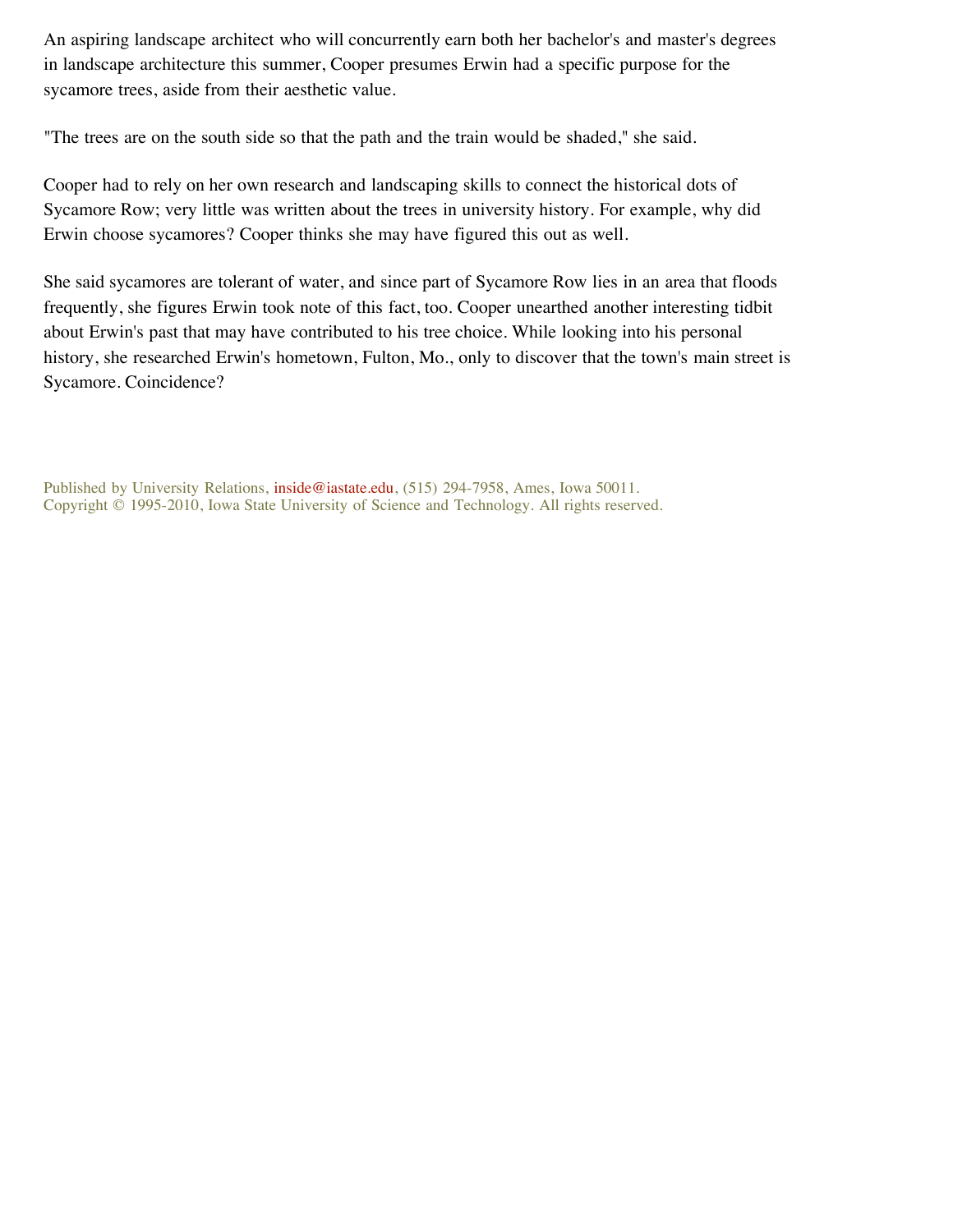An aspiring landscape architect who will concurrently earn both her bachelor's and master's degrees in landscape architecture this summer, Cooper presumes Erwin had a specific purpose for the sycamore trees, aside from their aesthetic value.

"The trees are on the south side so that the path and the train would be shaded," she said.

Cooper had to rely on her own research and landscaping skills to connect the historical dots of Sycamore Row; very little was written about the trees in university history. For example, why did Erwin choose sycamores? Cooper thinks she may have figured this out as well.

She said sycamores are tolerant of water, and since part of Sycamore Row lies in an area that floods frequently, she figures Erwin took note of this fact, too. Cooper unearthed another interesting tidbit about Erwin's past that may have contributed to his tree choice. While looking into his personal history, she researched Erwin's hometown, Fulton, Mo., only to discover that the town's main street is Sycamore. Coincidence?

Published by University Relations, inside@iastate.edu, (515) 294-7958, Ames, Iowa 50011.
Copyright © 1995-2010, Iowa State University of Science and Technology. All rights reserved.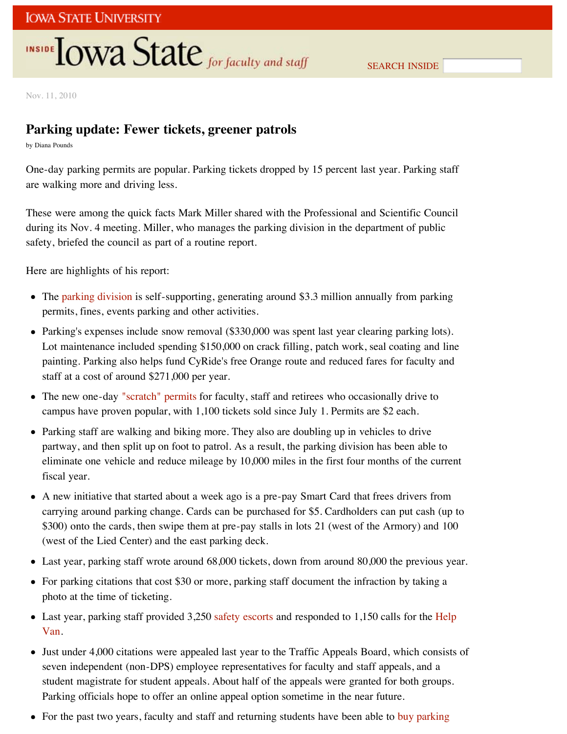Nov. 11, 2010

# Parking update: Fewer tickets, greener patrols

by Diana Pounds

One-day parking permits are popular. Parking tickets dropped by 15 percent last year. Parking staff are walking more and driving less.

These were among the quick facts Mark Miller shared with the Professional and Scientific Council during its Nov. 4 meeting. Miller, who manages the parking division in the department of public safety, briefed the council as part of a routine report.

Here are highlights of his report:

- The parking division is self-supporting, generating around $3.3 million annually from parking permits, fines, events parking and other activities.
- Parking's expenses include snow removal ($330,000 was spent last year clearing parking lots). Lot maintenance included spending $150,000 on crack filling, patch work, seal coating and line painting. Parking also helps fund CyRide's free Orange route and reduced fares for faculty and staff at a cost of around $271,000 per year.
- The new one-day "scratch" permits for faculty, staff and retirees who occasionally drive to campus have proven popular, with 1,100 tickets sold since July 1. Permits are $2 each.
- Parking staff are walking and biking more. They also are doubling up in vehicles to drive partway, and then split up on foot to patrol. As a result, the parking division has been able to eliminate one vehicle and reduce mileage by 10,000 miles in the first four months of the current fiscal year.
- A new initiative that started about a week ago is a pre-pay Smart Card that frees drivers from carrying around parking change. Cards can be purchased for $5. Cardholders can put cash (up to $300) onto the cards, then swipe them at pre-pay stalls in lots 21 (west of the Armory) and 100 (west of the Lied Center) and the east parking deck.
- Last year, parking staff wrote around 68,000 tickets, down from around 80,000 the previous year.
- For parking citations that cost $30 or more, parking staff document the infraction by taking a photo at the time of ticketing.
- Last year, parking staff provided 3,250 safety escorts and responded to 1,150 calls for the Help Van.
- Just under 4,000 citations were appealed last year to the Traffic Appeals Board, which consists of seven independent (non-DPS) employee representatives for faculty and staff appeals, and a student magistrate for student appeals. About half of the appeals were granted for both groups. Parking officials hope to offer an online appeal option sometime in the near future.
- For the past two years, faculty and staff and returning students have been able to buy parking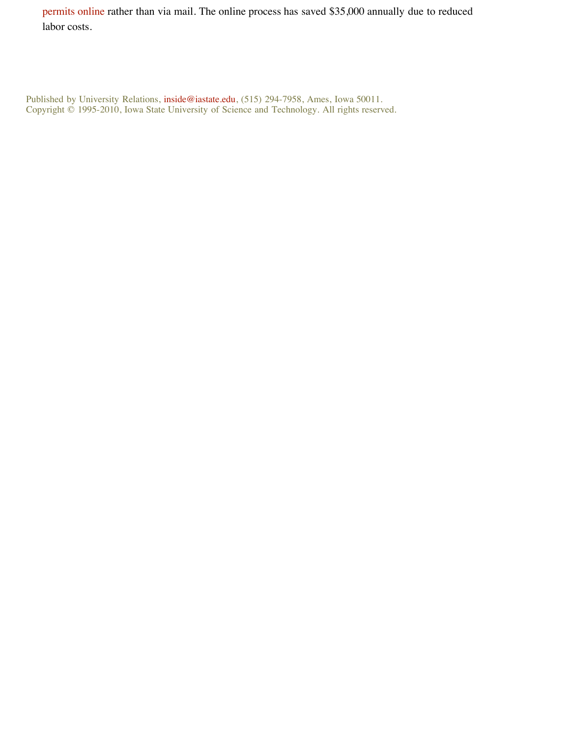permits online rather than via mail. The online process has saved $35,000 annually due to reduced labor costs.

Published by University Relations, inside@iastate.edu, (515) 294-7958, Ames, Iowa 50011.
Copyright © 1995-2010, Iowa State University of Science and Technology. All rights reserved.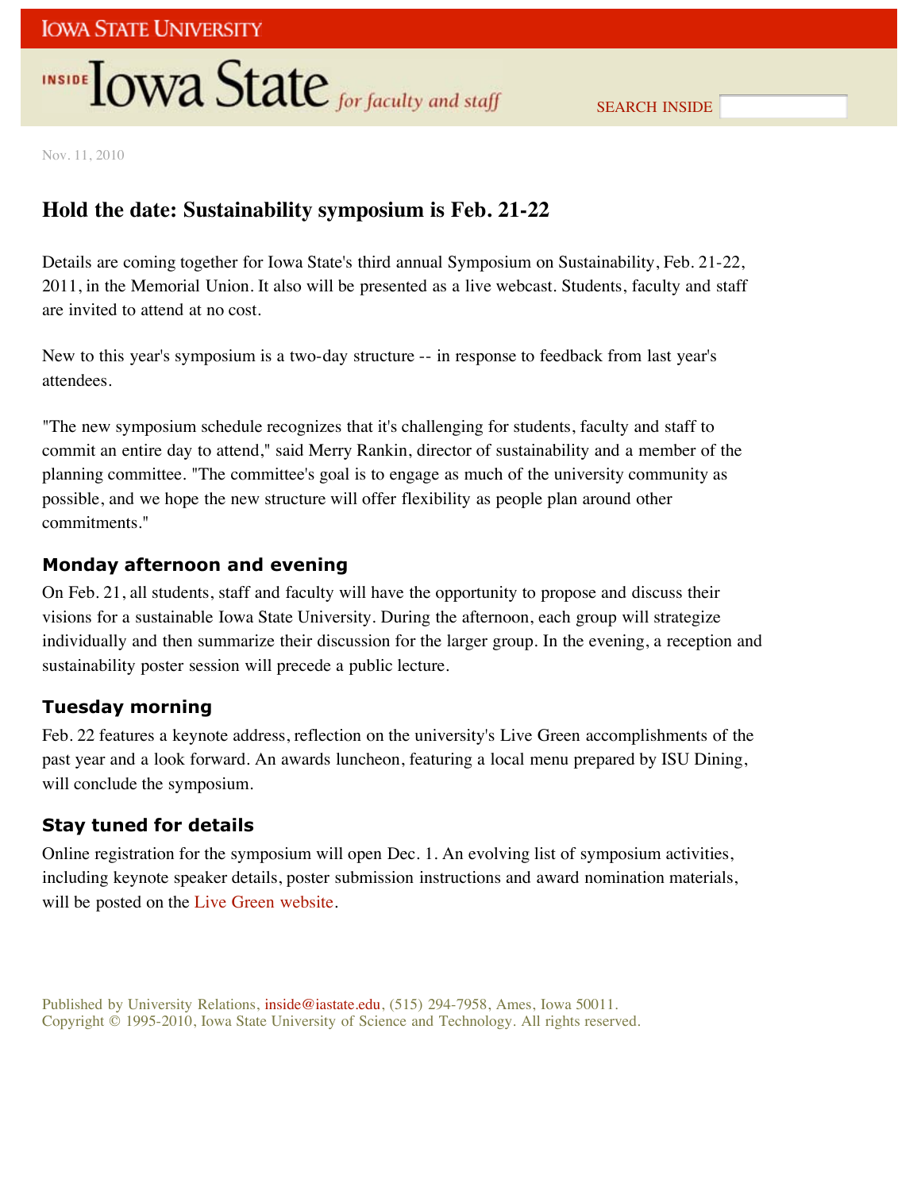Nov. 11, 2010

# Hold the date: Sustainability symposium is Feb. 21-22

Details are coming together for Iowa State's third annual Symposium on Sustainability, Feb. 21-22, 2011, in the Memorial Union. It also will be presented as a live webcast. Students, faculty and staff are invited to attend at no cost.

New to this year's symposium is a two-day structure -- in response to feedback from last year's attendees.

"The new symposium schedule recognizes that it's challenging for students, faculty and staff to commit an entire day to attend," said Merry Rankin, director of sustainability and a member of the planning committee. "The committee's goal is to engage as much of the university community as possible, and we hope the new structure will offer flexibility as people plan around other commitments."

## Monday afternoon and evening

On Feb. 21, all students, staff and faculty will have the opportunity to propose and discuss their visions for a sustainable Iowa State University. During the afternoon, each group will strategize individually and then summarize their discussion for the larger group. In the evening, a reception and sustainability poster session will precede a public lecture.

## Tuesday morning

Feb. 22 features a keynote address, reflection on the university's Live Green accomplishments of the past year and a look forward. An awards luncheon, featuring a local menu prepared by ISU Dining, will conclude the symposium.

## Stay tuned for details

Online registration for the symposium will open Dec. 1. An evolving list of symposium activities, including keynote speaker details, poster submission instructions and award nomination materials, will be posted on the Live Green website.

Published by University Relations, inside@iastate.edu, (515) 294-7958, Ames, Iowa 50011.
Copyright © 1995-2010, Iowa State University of Science and Technology. All rights reserved.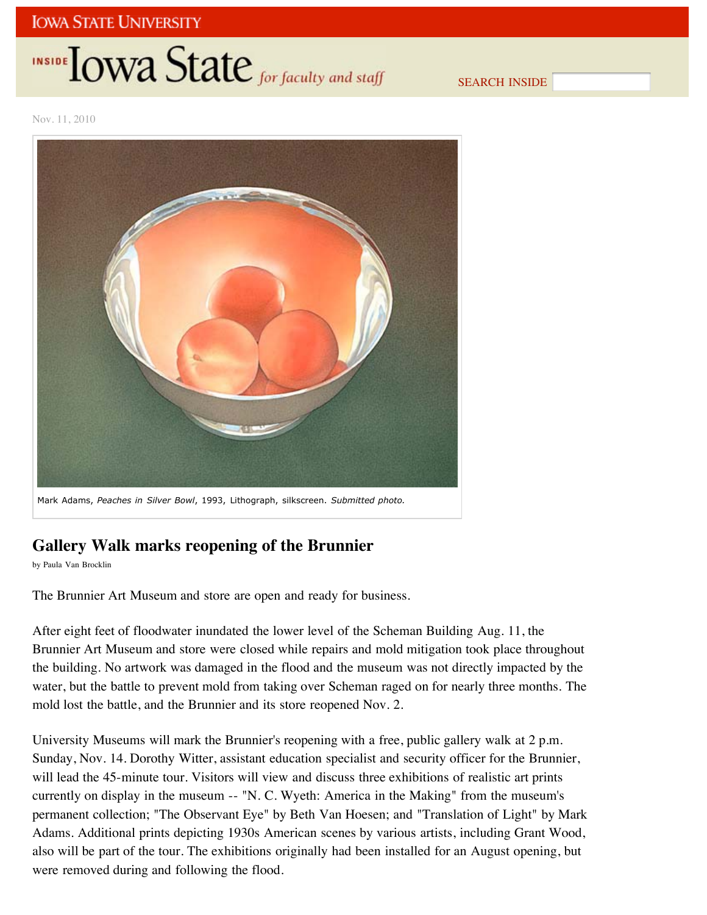Nov. 11, 2010

Mark Adams, *Peaches in Silver Bowl*, 1993, Lithograph, silkscreen. *Submitted photo.*

## Gallery Walk marks reopening of the Brunnier

by Paula Van Brocklin

The Brunnier Art Museum and store are open and ready for business.

After eight feet of floodwater inundated the lower level of the Scheman Building Aug. 11, the Brunnier Art Museum and store were closed while repairs and mold mitigation took place throughout the building. No artwork was damaged in the flood and the museum was not directly impacted by the water, but the battle to prevent mold from taking over Scheman raged on for nearly three months. The mold lost the battle, and the Brunnier and its store reopened Nov. 2.

University Museums will mark the Brunnier's reopening with a free, public gallery walk at 2 p.m. Sunday, Nov. 14. Dorothy Witter, assistant education specialist and security officer for the Brunnier, will lead the 45-minute tour. Visitors will view and discuss three exhibitions of realistic art prints currently on display in the museum -- "N. C. Wyeth: America in the Making" from the museum's permanent collection; "The Observant Eye" by Beth Van Hoesen; and "Translation of Light" by Mark Adams. Additional prints depicting 1930s American scenes by various artists, including Grant Wood, also will be part of the tour. The exhibitions originally had been installed for an August opening, but were removed during and following the flood.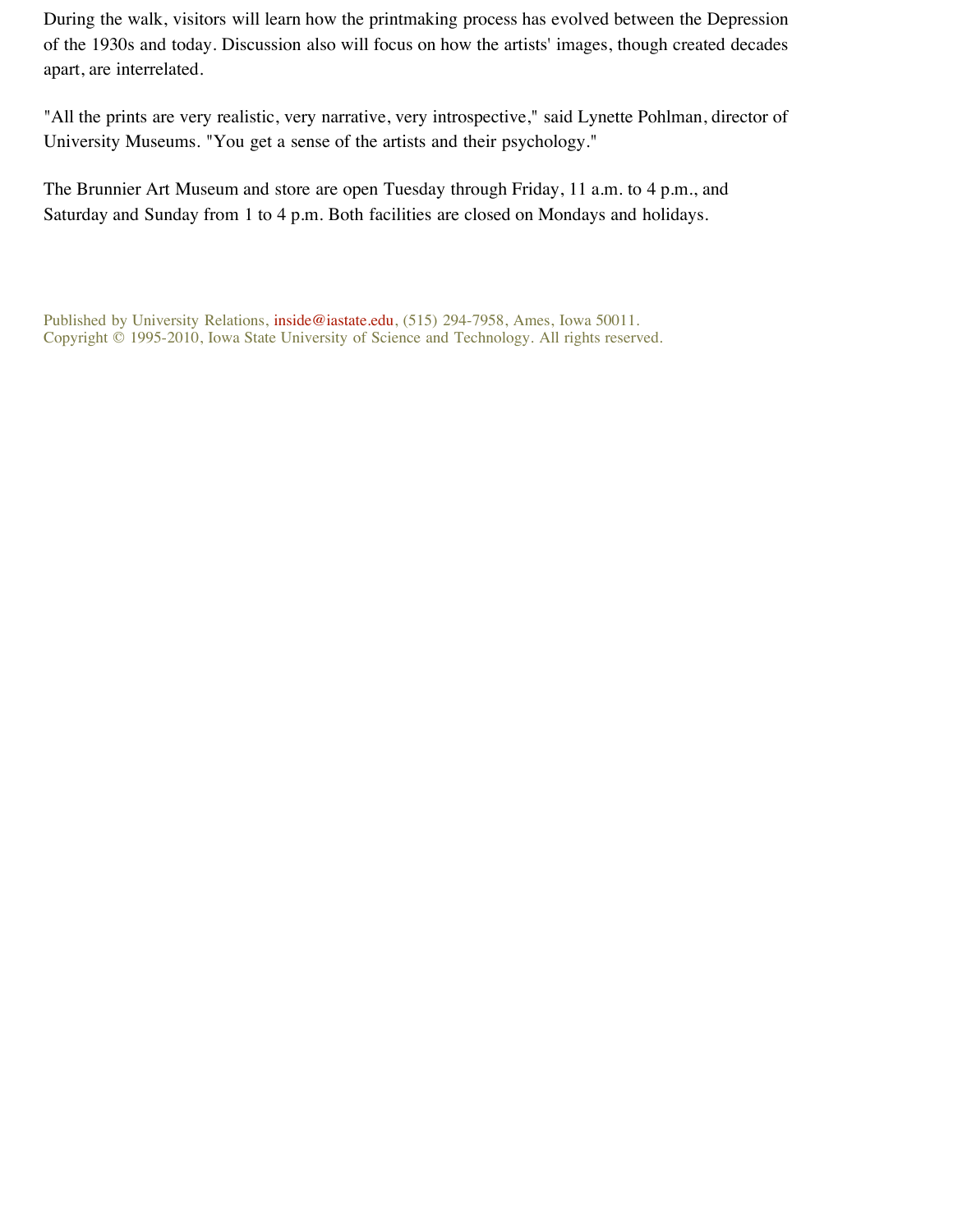During the walk, visitors will learn how the printmaking process has evolved between the Depression of the 1930s and today. Discussion also will focus on how the artists' images, though created decades apart, are interrelated.

"All the prints are very realistic, very narrative, very introspective," said Lynette Pohlman, director of University Museums. "You get a sense of the artists and their psychology."

The Brunnier Art Museum and store are open Tuesday through Friday, 11 a.m. to 4 p.m., and Saturday and Sunday from 1 to 4 p.m. Both facilities are closed on Mondays and holidays.

Published by University Relations, inside@iastate.edu, (515) 294-7958, Ames, Iowa 50011.
Copyright © 1995-2010, Iowa State University of Science and Technology. All rights reserved.